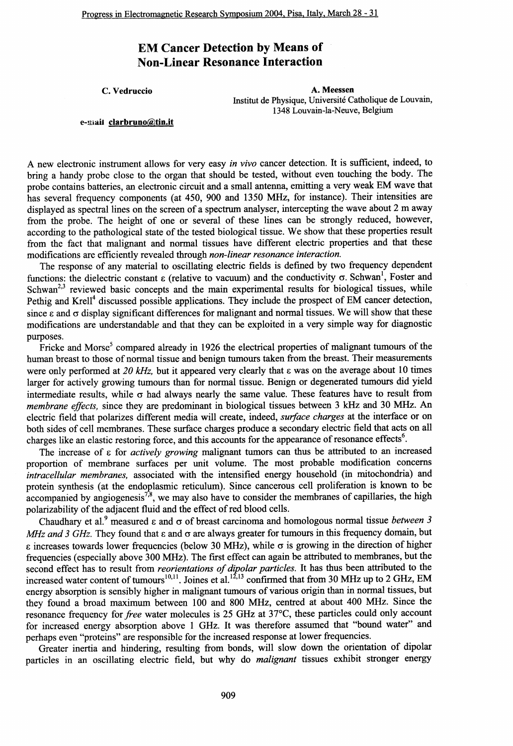# EM Cancer Detection by Means of Non-Linear Resonance Interaction

C. Vedruccio

A. Meessen
Institut de Physique, Université Catholique de Louvain,
1348 Louvain-la-Neuve, Belgium

e-mail clarbruno@tin.it

A new electronic instrument allows for very easy *in vivo* cancer detection. It is sufficient, indeed, to bring a handy probe close to the organ that should be tested, without even touching the body. The probe contains batteries, an electronic circuit and a small antenna, emitting a very weak EM wave that has several frequency components (at 450, 900 and 1350 MHz, for instance). Their intensities are displayed as spectral lines on the screen of a spectrum analyser, intercepting the wave about 2 m away from the probe. The height of one or several of these lines can be strongly reduced, however, according to the pathological state of the tested biological tissue. We show that these properties result from the fact that malignant and normal tissues have different electric properties and that these modifications are efficiently revealed through *non-linear resonance interaction.*

The response of any material to oscillating electric fields is defined by two frequency dependent functions: the dielectric constant $\varepsilon$ (relative to vacuum) and the conductivity $\sigma$. Schwan[1], Foster and Schwan[2,3] reviewed basic concepts and the main experimental results for biological tissues, while Pethig and Krell[4] discussed possible applications. They include the prospect of EM cancer detection, since $\varepsilon$ and $\sigma$ display significant differences for malignant and normal tissues. We will show that these modifications are understandable and that they can be exploited in a very simple way for diagnostic purposes.

Fricke and Morse[5] compared already in 1926 the electrical properties of malignant tumours of the human breast to those of normal tissue and benign tumours taken from the breast. Their measurements were only performed at *20 kHz,* but it appeared very clearly that $\varepsilon$ was on the average about 10 times larger for actively growing tumours than for normal tissue. Benign or degenerated tumours did yield intermediate results, while $\sigma$ had always nearly the same value. These features have to result from *membrane effects,* since they are predominant in biological tissues between 3 kHz and 30 MHz. An electric field that polarizes different media will create, indeed, *surface charges* at the interface or on both sides of cell membranes. These surface charges produce a secondary electric field that acts on all charges like an elastic restoring force, and this accounts for the appearance of resonance effects[6].

The increase of $\varepsilon$ for *actively growing* malignant tumors can thus be attributed to an increased proportion of membrane surfaces per unit volume. The most probable modification concerns *intracellular membranes,* associated with the intensified energy household (in mitochondria) and protein synthesis (at the endoplasmic reticulum). Since cancerous cell proliferation is known to be accompanied by angiogenesis[7,8], we may also have to consider the membranes of capillaries, the high polarizability of the adjacent fluid and the effect of red blood cells.

Chaudhary et al.[9] measured $\varepsilon$ and $\sigma$ of breast carcinoma and homologous normal tissue *between 3 MHz and 3 GHz.* They found that $\varepsilon$ and $\sigma$ are always greater for tumours in this frequency domain, but $\varepsilon$ increases towards lower frequencies (below 30 MHz), while $\sigma$ is growing in the direction of higher frequencies (especially above 300 MHz). The first effect can again be attributed to membranes, but the second effect has to result from *reorientations of dipolar particles.* It has thus been attributed to the increased water content of tumours[10,11]. Joines et al.[12,13] confirmed that from 30 MHz up to 2 GHz, EM energy absorption is sensibly higher in malignant tumours of various origin than in normal tissues, but they found a broad maximum between 100 and 800 MHz, centred at about 400 MHz. Since the resonance frequency for *free* water molecules is 25 GHz at 37°C, these particles could only account for increased energy absorption above 1 GHz. It was therefore assumed that "bound water" and perhaps even "proteins" are responsible for the increased response at lower frequencies.

Greater inertia and hindering, resulting from bonds, will slow down the orientation of dipolar particles in an oscillating electric field, but why do *malignant* tissues exhibit stronger energy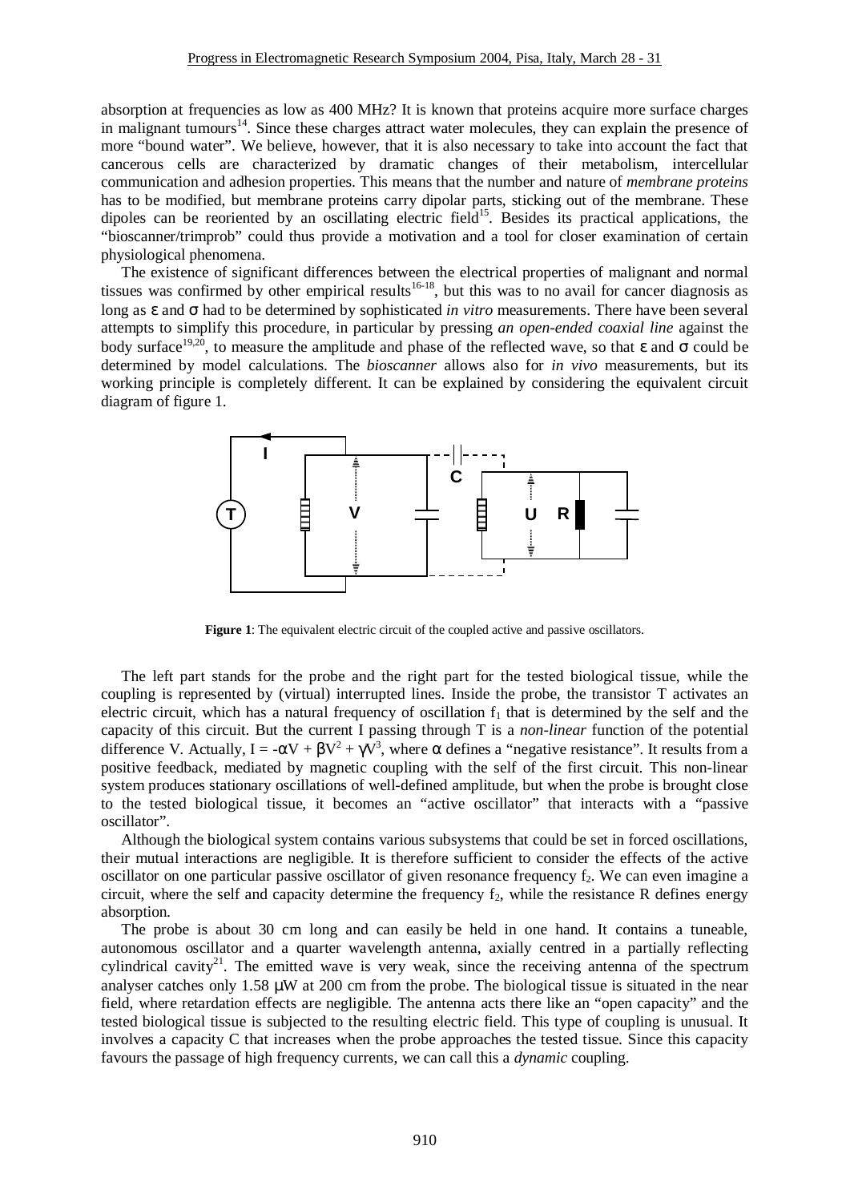absorption at frequencies as low as 400 MHz? It is known that proteins acquire more surface charges in malignant tumours[14]. Since these charges attract water molecules, they can explain the presence of more "bound water". We believe, however, that it is also necessary to take into account the fact that cancerous cells are characterized by dramatic changes of their metabolism, intercellular communication and adhesion properties. This means that the number and nature of *membrane proteins* has to be modified, but membrane proteins carry dipolar parts, sticking out of the membrane. These dipoles can be reoriented by an oscillating electric field[15]. Besides its practical applications, the "bioscanner/trimprob" could thus provide a motivation and a tool for closer examination of certain physiological phenomena.

The existence of significant differences between the electrical properties of malignant and normal tissues was confirmed by other empirical results[16-18], but this was to no avail for cancer diagnosis as long as $\varepsilon$ and $\sigma$ had to be determined by sophisticated *in vitro* measurements. There have been several attempts to simplify this procedure, in particular by pressing *an open-ended coaxial line* against the body surface[19,20], to measure the amplitude and phase of the reflected wave, so that $\varepsilon$ and $\sigma$ could be determined by model calculations. The *bioscanner* allows also for *in vivo* measurements, but its working principle is completely different. It can be explained by considering the equivalent circuit diagram of figure 1.

**Figure 1**: The equivalent electric circuit of the coupled active and passive oscillators.

The left part stands for the probe and the right part for the tested biological tissue, while the coupling is represented by (virtual) interrupted lines. Inside the probe, the transistor T activates an electric circuit, which has a natural frequency of oscillation $f_1$ that is determined by the self and the capacity of this circuit. But the current I passing through T is a *non-linear* function of the potential difference V. Actually, $I = -\alpha V + \beta V^2 + \gamma V^3$, where $\alpha$ defines a "negative resistance". It results from a positive feedback, mediated by magnetic coupling with the self of the first circuit. This non-linear system produces stationary oscillations of well-defined amplitude, but when the probe is brought close to the tested biological tissue, it becomes an "active oscillator" that interacts with a "passive oscillator".

Although the biological system contains various subsystems that could be set in forced oscillations, their mutual interactions are negligible. It is therefore sufficient to consider the effects of the active oscillator on one particular passive oscillator of given resonance frequency $f_2$. We can even imagine a circuit, where the self and capacity determine the frequency $f_2$, while the resistance R defines energy absorption.

The probe is about 30 cm long and can easily be held in one hand. It contains a tuneable, autonomous oscillator and a quarter wavelength antenna, axially centred in a partially reflecting cylindrical cavity[21]. The emitted wave is very weak, since the receiving antenna of the spectrum analyser catches only 1.58 μW at 200 cm from the probe. The biological tissue is situated in the near field, where retardation effects are negligible. The antenna acts there like an "open capacity" and the tested biological tissue is subjected to the resulting electric field. This type of coupling is unusual. It involves a capacity C that increases when the probe approaches the tested tissue. Since this capacity favours the passage of high frequency currents, we can call this a *dynamic* coupling.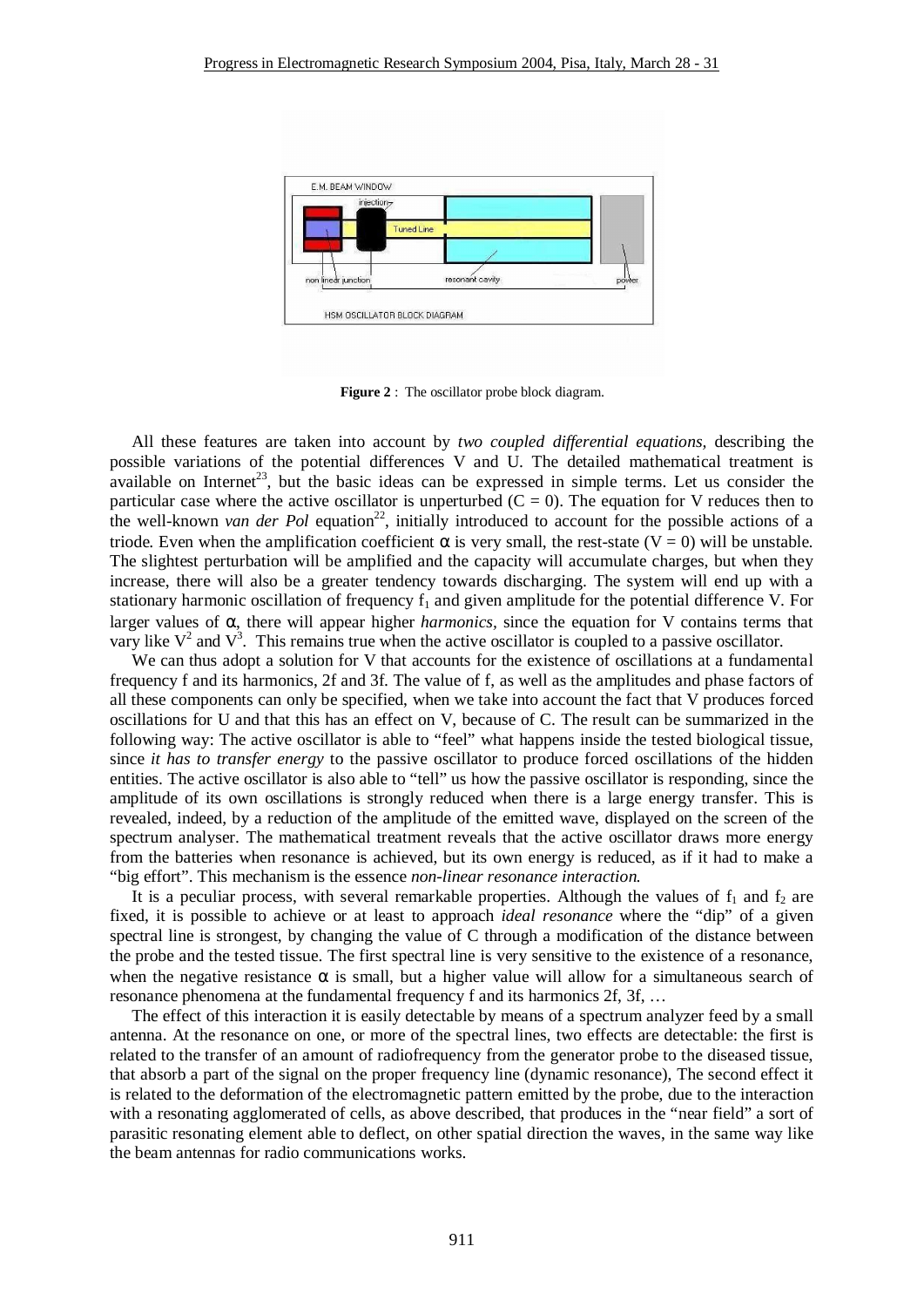**Figure 2** : The oscillator probe block diagram.

All these features are taken into account by *two coupled differential equations,* describing the possible variations of the potential differences V and U. The detailed mathematical treatment is available on Internet[23], but the basic ideas can be expressed in simple terms. Let us consider the particular case where the active oscillator is unperturbed ($C = 0$). The equation for V reduces then to the well-known *van der Pol* equation[22], initially introduced to account for the possible actions of a triode. Even when the amplification coefficient $\alpha$ is very small, the rest-state ($V = 0$) will be unstable. The slightest perturbation will be amplified and the capacity will accumulate charges, but when they increase, there will also be a greater tendency towards discharging. The system will end up with a stationary harmonic oscillation of frequency $f_1$ and given amplitude for the potential difference V. For larger values of $\alpha$, there will appear higher *harmonics,* since the equation for V contains terms that vary like $V^2$ and $V^3$. This remains true when the active oscillator is coupled to a passive oscillator.

We can thus adopt a solution for V that accounts for the existence of oscillations at a fundamental frequency f and its harmonics, 2f and 3f. The value of f, as well as the amplitudes and phase factors of all these components can only be specified, when we take into account the fact that V produces forced oscillations for U and that this has an effect on V, because of C. The result can be summarized in the following way: The active oscillator is able to "feel" what happens inside the tested biological tissue, since *it has to transfer energy* to the passive oscillator to produce forced oscillations of the hidden entities. The active oscillator is also able to "tell" us how the passive oscillator is responding, since the amplitude of its own oscillations is strongly reduced when there is a large energy transfer. This is revealed, indeed, by a reduction of the amplitude of the emitted wave, displayed on the screen of the spectrum analyser. The mathematical treatment reveals that the active oscillator draws more energy from the batteries when resonance is achieved, but its own energy is reduced, as if it had to make a "big effort". This mechanism is the essence *non-linear resonance interaction.*

It is a peculiar process, with several remarkable properties. Although the values of $f_1$ and $f_2$ are fixed, it is possible to achieve or at least to approach *ideal resonance* where the "dip" of a given spectral line is strongest, by changing the value of C through a modification of the distance between the probe and the tested tissue. The first spectral line is very sensitive to the existence of a resonance, when the negative resistance $\alpha$ is small, but a higher value will allow for a simultaneous search of resonance phenomena at the fundamental frequency f and its harmonics 2f, 3f, …

The effect of this interaction it is easily detectable by means of a spectrum analyzer feed by a small antenna. At the resonance on one, or more of the spectral lines, two effects are detectable: the first is related to the transfer of an amount of radiofrequency from the generator probe to the diseased tissue, that absorb a part of the signal on the proper frequency line (dynamic resonance), The second effect it is related to the deformation of the electromagnetic pattern emitted by the probe, due to the interaction with a resonating agglomerated of cells, as above described, that produces in the "near field" a sort of parasitic resonating element able to deflect, on other spatial direction the waves, in the same way like the beam antennas for radio communications works.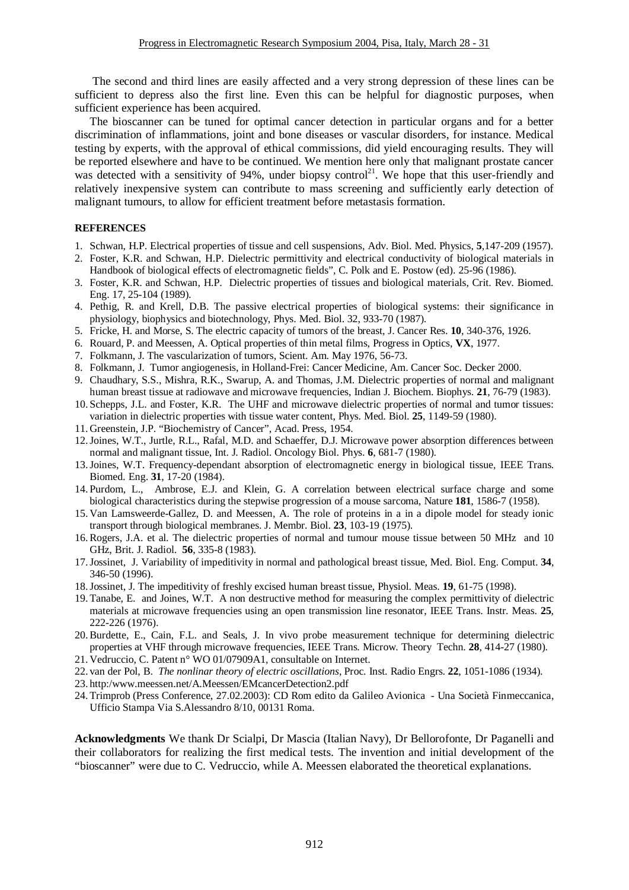The second and third lines are easily affected and a very strong depression of these lines can be sufficient to depress also the first line. Even this can be helpful for diagnostic purposes, when sufficient experience has been acquired.

The bioscanner can be tuned for optimal cancer detection in particular organs and for a better discrimination of inflammations, joint and bone diseases or vascular disorders, for instance. Medical testing by experts, with the approval of ethical commissions, did yield encouraging results. They will be reported elsewhere and have to be continued. We mention here only that malignant prostate cancer was detected with a sensitivity of 94%, under biopsy control[21]. We hope that this user-friendly and relatively inexpensive system can contribute to mass screening and sufficiently early detection of malignant tumours, to allow for efficient treatment before metastasis formation.

## REFERENCES

1. Schwan, H.P. Electrical properties of tissue and cell suspensions, Adv. Biol. Med. Physics, **5**,147-209 (1957).
2. Foster, K.R. and Schwan, H.P. Dielectric permittivity and electrical conductivity of biological materials in Handbook of biological effects of electromagnetic fields", C. Polk and E. Postow (ed). 25-96 (1986).
3. Foster, K.R. and Schwan, H.P. Dielectric properties of tissues and biological materials, Crit. Rev. Biomed. Eng. 17, 25-104 (1989).
4. Pethig, R. and Krell, D.B. The passive electrical properties of biological systems: their significance in physiology, biophysics and biotechnology, Phys. Med. Biol. 32, 933-70 (1987).
5. Fricke, H. and Morse, S. The electric capacity of tumors of the breast, J. Cancer Res. **10**, 340-376, 1926.
6. Rouard, P. and Meessen, A. Optical properties of thin metal films, Progress in Optics, **VX**, 1977.
7. Folkmann, J. The vascularization of tumors, Scient. Am. May 1976, 56-73.
8. Folkmann, J. Tumor angiogenesis, in Holland-Frei: Cancer Medicine, Am. Cancer Soc. Decker 2000.
9. Chaudhary, S.S., Mishra, R.K., Swarup, A. and Thomas, J.M. Dielectric properties of normal and malignant human breast tissue at radiowave and microwave frequencies, Indian J. Biochem. Biophys. **21**, 76-79 (1983).
10. Schepps, J.L. and Foster, K.R. The UHF and microwave dielectric properties of normal and tumor tissues: variation in dielectric properties with tissue water content, Phys. Med. Biol. **25**, 1149-59 (1980).
11. Greenstein, J.P. "Biochemistry of Cancer", Acad. Press, 1954.
12. Joines, W.T., Jurtle, R.L., Rafal, M.D. and Schaeffer, D.J. Microwave power absorption differences between normal and malignant tissue, Int. J. Radiol. Oncology Biol. Phys. **6**, 681-7 (1980).
13. Joines, W.T. Frequency-dependant absorption of electromagnetic energy in biological tissue, IEEE Trans. Biomed. Eng. **31**, 17-20 (1984).
14. Purdom, L., Ambrose, E.J. and Klein, G. A correlation between electrical surface charge and some biological characteristics during the stepwise progression of a mouse sarcoma, Nature **181**, 1586-7 (1958).
15. Van Lamsweerde-Gallez, D. and Meessen, A. The role of proteins in a in a dipole model for steady ionic transport through biological membranes. J. Membr. Biol. **23**, 103-19 (1975).
16. Rogers, J.A. et al. The dielectric properties of normal and tumour mouse tissue between 50 MHz and 10 GHz, Brit. J. Radiol. **56**, 335-8 (1983).
17. Jossinet, J. Variability of impeditivity in normal and pathological breast tissue, Med. Biol. Eng. Comput. **34**, 346-50 (1996).
18. Jossinet, J. The impeditivity of freshly excised human breast tissue, Physiol. Meas. **19**, 61-75 (1998).
19. Tanabe, E. and Joines, W.T. A non destructive method for measuring the complex permittivity of dielectric materials at microwave frequencies using an open transmission line resonator, IEEE Trans. Instr. Meas. **25**, 222-226 (1976).
20. Burdette, E., Cain, F.L. and Seals, J. In vivo probe measurement technique for determining dielectric properties at VHF through microwave frequencies, IEEE Trans. Microw. Theory Techn. **28**, 414-27 (1980).
21. Vedruccio, C. Patent n° WO 01/07909A1, consultable on Internet.
22. van der Pol, B. *The nonlinar theory of electric oscillations*, Proc. Inst. Radio Engrs. **22**, 1051-1086 (1934).
23. http:/www.meessen.net/A.Meessen/EMcancerDetection2.pdf
24. Trimprob (Press Conference, 27.02.2003): CD Rom edito da Galileo Avionica - Una Società Finmeccanica, Ufficio Stampa Via S.Alessandro 8/10, 00131 Roma.

**Acknowledgments** We thank Dr Scialpi, Dr Mascia (Italian Navy), Dr Bellorofonte, Dr Paganelli and their collaborators for realizing the first medical tests. The invention and initial development of the "bioscanner" were due to C. Vedruccio, while A. Meessen elaborated the theoretical explanations.